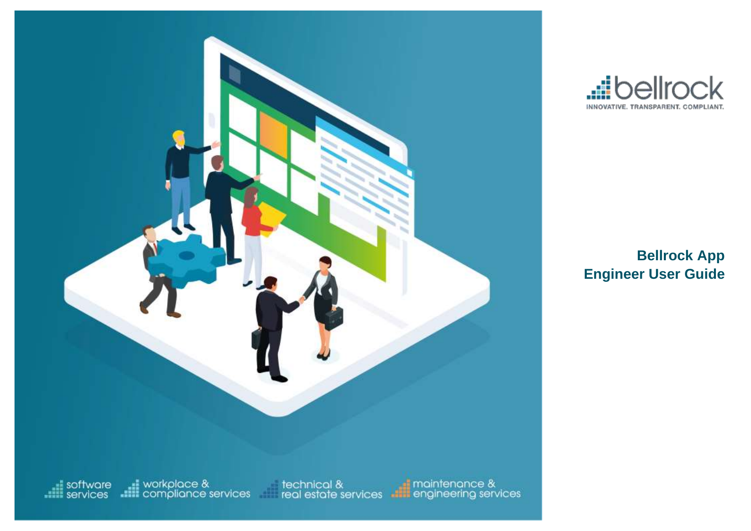bellrock

INNOVATIVE. TRANSPARENT. COMPLIANT.

# Bellrock App Engineer User Guide

software services

workplace & compliance services

technical & real estate services

maintenance & engineering services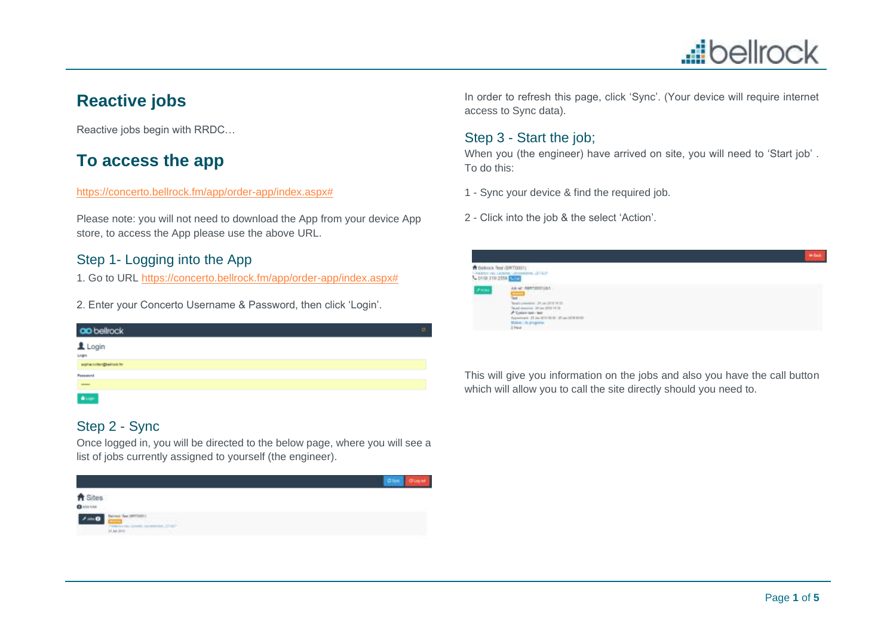# Reactive jobs

Reactive jobs begin with RRDC…

# To access the app

https://concerto.bellrock.fm/app/order-app/index.aspx#

Please note: you will not need to download the App from your device App store, to access the App please use the above URL.

## Step 1- Logging into the App

1. Go to URL https://concerto.bellrock.fm/app/order-app/index.aspx#

2. Enter your Concerto Username & Password, then click 'Login'.

## Step 2 - Sync

Once logged in, you will be directed to the below page, where you will see a list of jobs currently assigned to yourself (the engineer).

In order to refresh this page, click 'Sync'. (Your device will require internet access to Sync data).

## Step 3 - Start the job;

When you (the engineer) have arrived on site, you will need to 'Start job' . To do this:

1 - Sync your device & find the required job.

2 - Click into the job & the select 'Action'.

This will give you information on the jobs and also you have the call button which will allow you to call the site directly should you need to.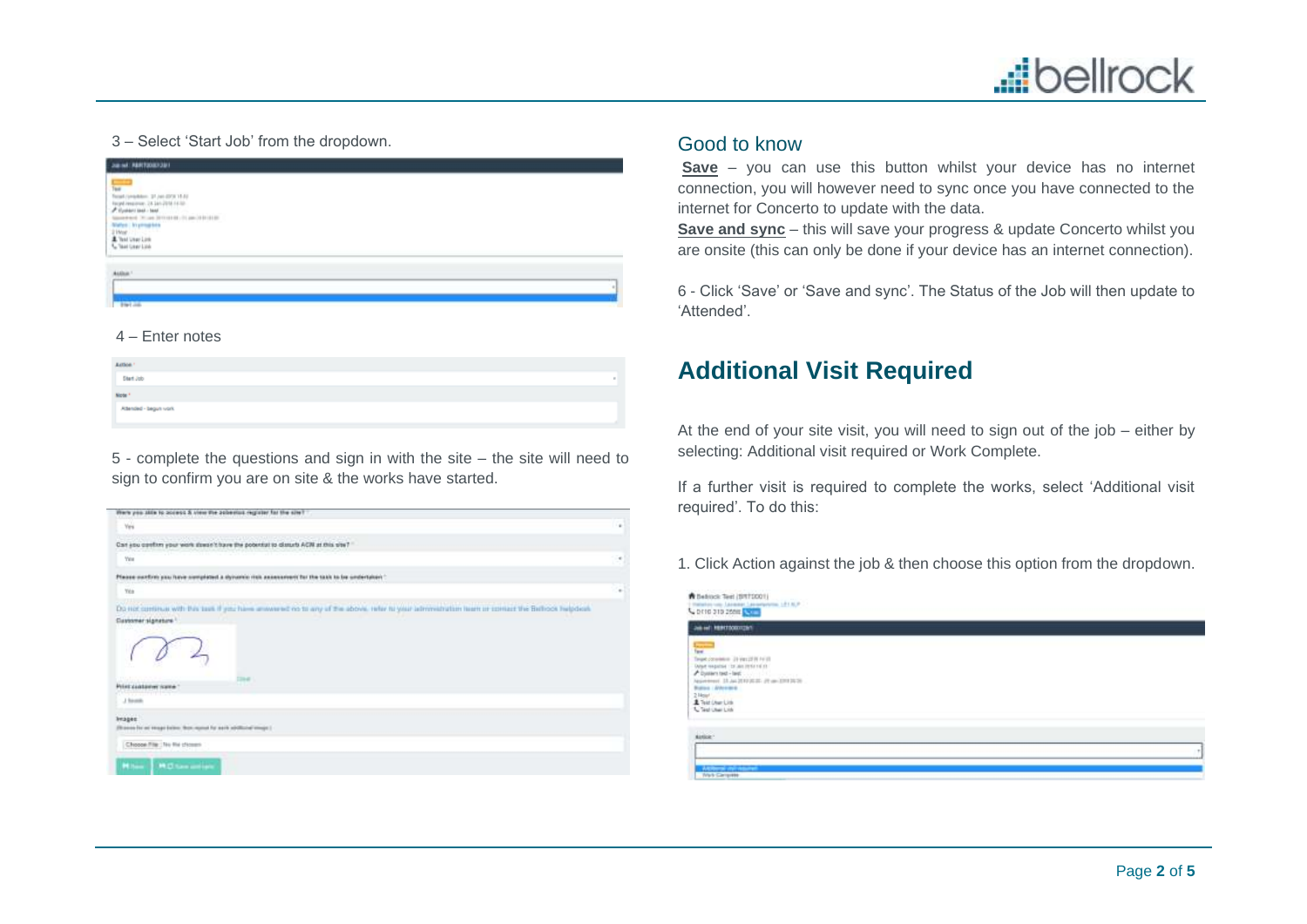3 – Select 'Start Job' from the dropdown.

4 – Enter notes

5 - complete the questions and sign in with the site – the site will need to sign to confirm you are on site & the works have started.

## Good to know

**Save** – you can use this button whilst your device has no internet connection, you will however need to sync once you have connected to the internet for Concerto to update with the data.

**Save and sync** – this will save your progress & update Concerto whilst you are onsite (this can only be done if your device has an internet connection).

6 - Click 'Save' or 'Save and sync'. The Status of the Job will then update to 'Attended'.

# Additional Visit Required

At the end of your site visit, you will need to sign out of the job – either by selecting: Additional visit required or Work Complete.

If a further visit is required to complete the works, select 'Additional visit required'. To do this:

1. Click Action against the job & then choose this option from the dropdown.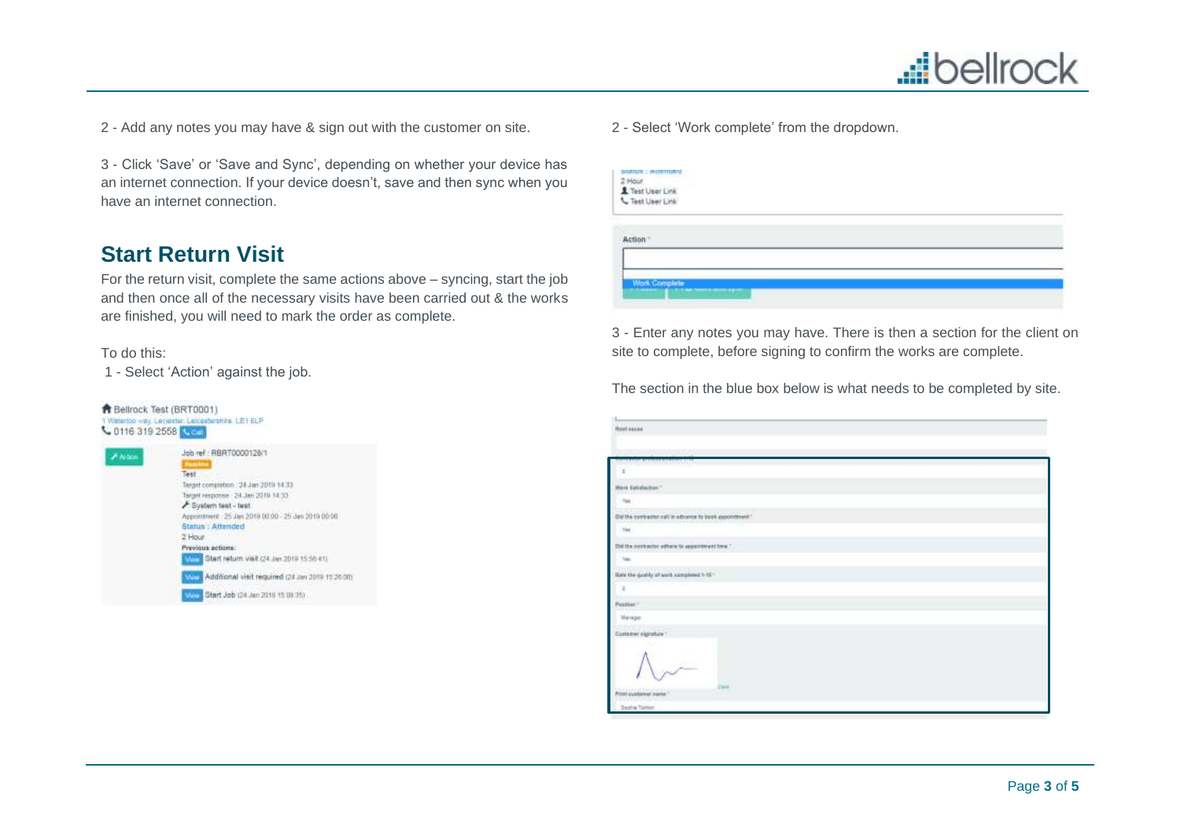2 - Add any notes you may have & sign out with the customer on site.

3 - Click 'Save' or 'Save and Sync', depending on whether your device has an internet connection. If your device doesn't, save and then sync when you have an internet connection.

## Start Return Visit

For the return visit, complete the same actions above – syncing, start the job and then once all of the necessary visits have been carried out & the works are finished, you will need to mark the order as complete.

To do this:

1 - Select 'Action' against the job.

2 - Select 'Work complete' from the dropdown.

3 - Enter any notes you may have. There is then a section for the client on site to complete, before signing to confirm the works are complete.

The section in the blue box below is what needs to be completed by site.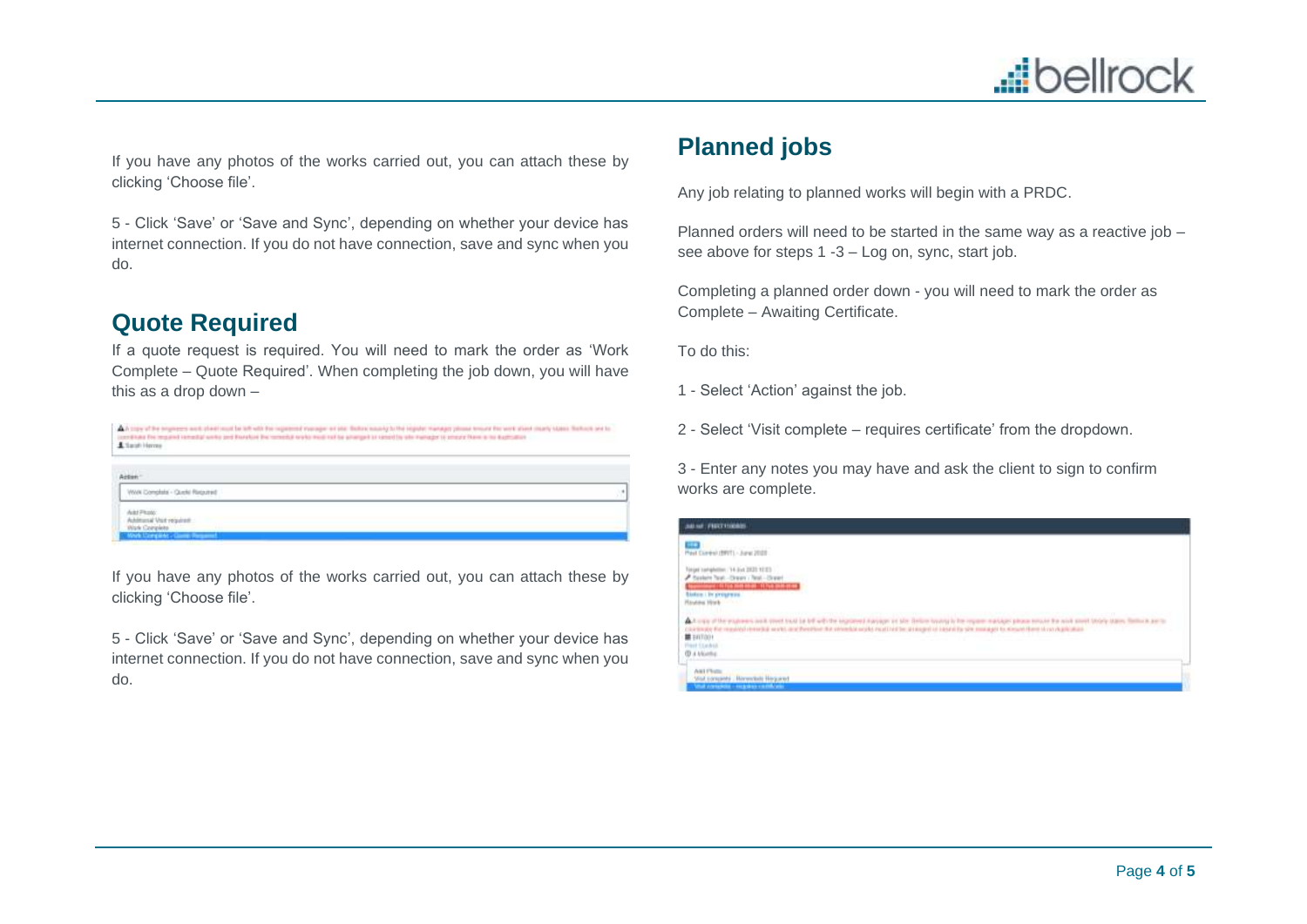If you have any photos of the works carried out, you can attach these by clicking 'Choose file'.

5 - Click 'Save' or 'Save and Sync', depending on whether your device has internet connection. If you do not have connection, save and sync when you do.

## Quote Required

If a quote request is required. You will need to mark the order as 'Work Complete – Quote Required'. When completing the job down, you will have this as a drop down –

If you have any photos of the works carried out, you can attach these by clicking 'Choose file'.

5 - Click 'Save' or 'Save and Sync', depending on whether your device has internet connection. If you do not have connection, save and sync when you do.

## Planned jobs

Any job relating to planned works will begin with a PRDC.

Planned orders will need to be started in the same way as a reactive job – see above for steps 1 -3 – Log on, sync, start job.

Completing a planned order down - you will need to mark the order as Complete – Awaiting Certificate.

To do this:

1 - Select 'Action' against the job.

2 - Select 'Visit complete – requires certificate' from the dropdown.

3 - Enter any notes you may have and ask the client to sign to confirm works are complete.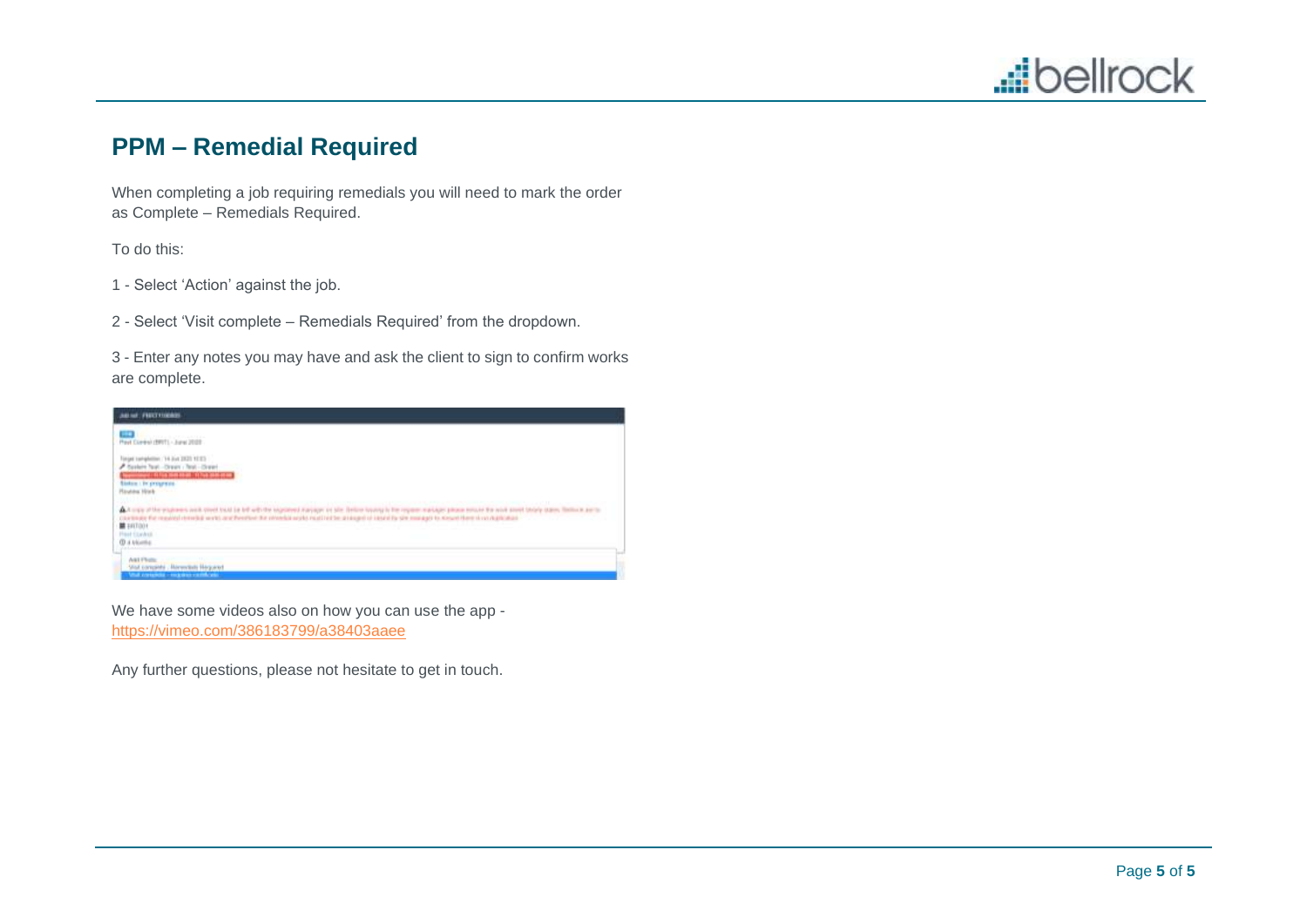## PPM – Remedial Required

When completing a job requiring remedials you will need to mark the order as Complete – Remedials Required.

To do this:

1 - Select 'Action' against the job.

2 - Select 'Visit complete – Remedials Required' from the dropdown.

3 - Enter any notes you may have and ask the client to sign to confirm works are complete.

We have some videos also on how you can use the app - https://vimeo.com/386183799/a38403aaee

Any further questions, please not hesitate to get in touch.